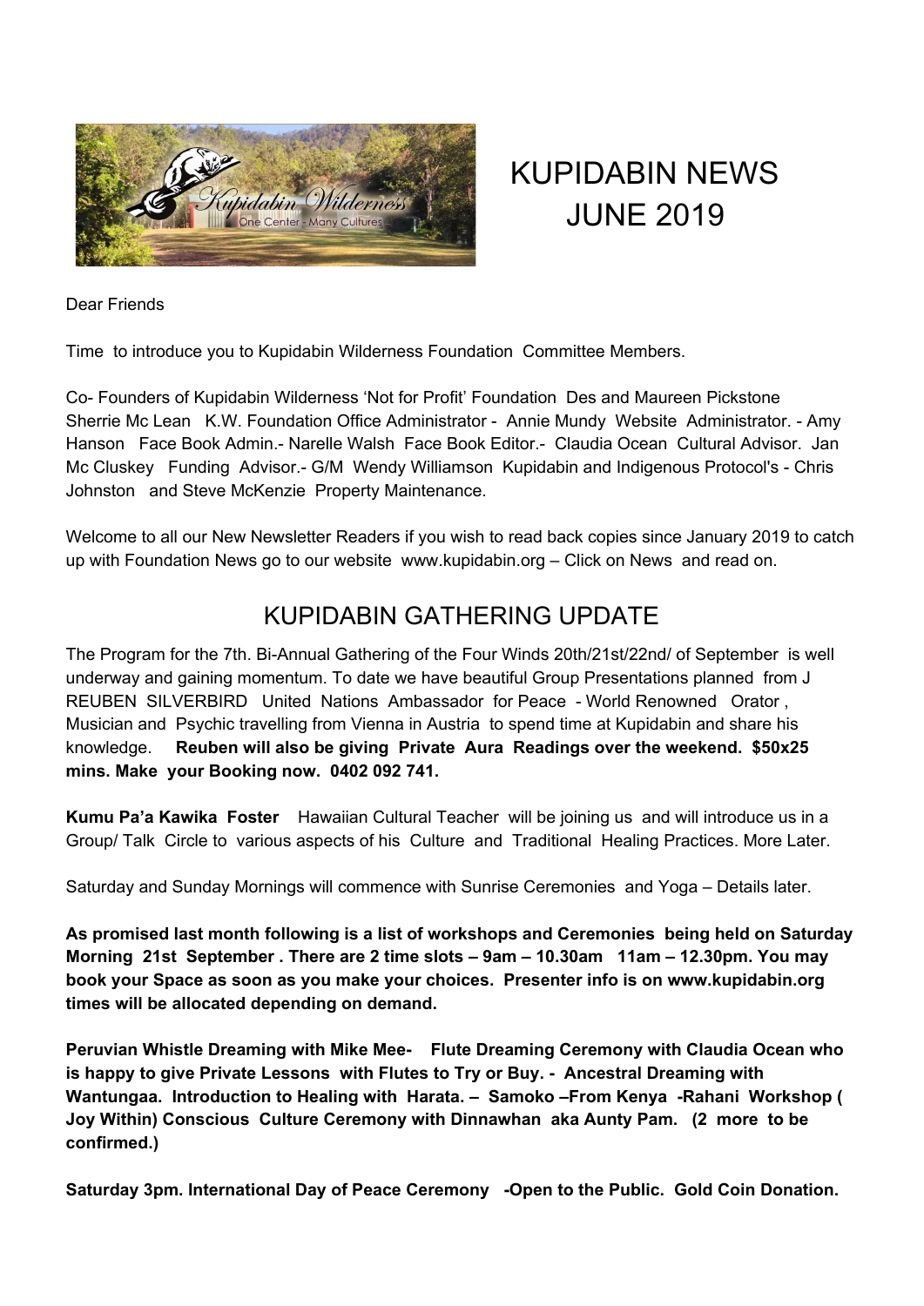# KUPIDABIN NEWS JUNE 2019

Dear Friends

Time to introduce you to Kupidabin Wilderness Foundation Committee Members.

Co- Founders of Kupidabin Wilderness 'Not for Profit' Foundation Des and Maureen Pickstone Sherrie Mc Lean K.W. Foundation Office Administrator - Annie Mundy Website Administrator. - Amy Hanson Face Book Admin.- Narelle Walsh Face Book Editor.- Claudia Ocean Cultural Advisor. Jan Mc Cluskey Funding Advisor.- G/M Wendy Williamson Kupidabin and Indigenous Protocol's - Chris Johnston and Steve McKenzie Property Maintenance.

Welcome to all our New Newsletter Readers if you wish to read back copies since January 2019 to catch up with Foundation News go to our website www.kupidabin.org – Click on News and read on.

## KUPIDABIN GATHERING UPDATE

The Program for the 7th. Bi-Annual Gathering of the Four Winds 20th/21st/22nd/ of September is well underway and gaining momentum. To date we have beautiful Group Presentations planned from J REUBEN SILVERBIRD United Nations Ambassador for Peace - World Renowned Orator , Musician and Psychic travelling from Vienna in Austria to spend time at Kupidabin and share his knowledge. **Reuben will also be giving Private Aura Readings over the weekend. $50x25 mins. Make your Booking now. 0402 092 741.**

**Kumu Pa'a Kawika Foster** Hawaiian Cultural Teacher will be joining us and will introduce us in a Group/ Talk Circle to various aspects of his Culture and Traditional Healing Practices. More Later.

Saturday and Sunday Mornings will commence with Sunrise Ceremonies and Yoga – Details later.

**As promised last month following is a list of workshops and Ceremonies being held on Saturday Morning 21st September . There are 2 time slots – 9am – 10.30am 11am – 12.30pm. You may book your Space as soon as you make your choices. Presenter info is on www.kupidabin.org times will be allocated depending on demand.**

**Peruvian Whistle Dreaming with Mike Mee- Flute Dreaming Ceremony with Claudia Ocean who is happy to give Private Lessons with Flutes to Try or Buy. - Ancestral Dreaming with Wantungaa. Introduction to Healing with Harata. – Samoko –From Kenya -Rahani Workshop ( Joy Within) Conscious Culture Ceremony with Dinnawhan aka Aunty Pam. (2 more to be confirmed.)**

**Saturday 3pm. International Day of Peace Ceremony -Open to the Public. Gold Coin Donation.**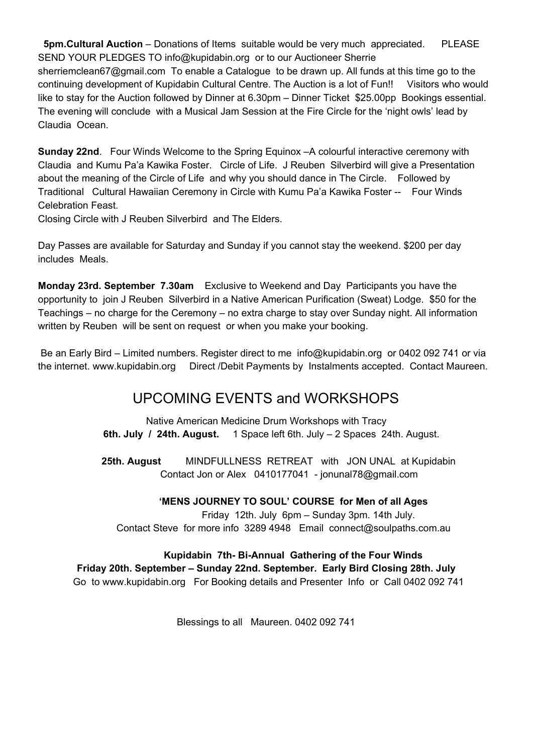**5pm.Cultural Auction** – Donations of Items suitable would be very much appreciated. PLEASE SEND YOUR PLEDGES TO info@kupidabin.org or to our Auctioneer Sherrie sherriemclean67@gmail.com To enable a Catalogue to be drawn up. All funds at this time go to the continuing development of Kupidabin Cultural Centre. The Auction is a lot of Fun!! Visitors who would like to stay for the Auction followed by Dinner at 6.30pm – Dinner Ticket $25.00pp Bookings essential. The evening will conclude with a Musical Jam Session at the Fire Circle for the 'night owls' lead by Claudia Ocean.

**Sunday 22nd**. Four Winds Welcome to the Spring Equinox –A colourful interactive ceremony with Claudia and Kumu Pa'a Kawika Foster. Circle of Life. J Reuben Silverbird will give a Presentation about the meaning of the Circle of Life and why you should dance in The Circle. Followed by Traditional Cultural Hawaiian Ceremony in Circle with Kumu Pa'a Kawika Foster -- Four Winds Celebration Feast.
Closing Circle with J Reuben Silverbird and The Elders.

Day Passes are available for Saturday and Sunday if you cannot stay the weekend. $200 per day includes Meals.

**Monday 23rd. September 7.30am** Exclusive to Weekend and Day Participants you have the opportunity to join J Reuben Silverbird in a Native American Purification (Sweat) Lodge. $50 for the Teachings – no charge for the Ceremony – no extra charge to stay over Sunday night. All information written by Reuben will be sent on request or when you make your booking.

Be an Early Bird – Limited numbers. Register direct to me info@kupidabin.org or 0402 092 741 or via the internet. www.kupidabin.org Direct /Debit Payments by Instalments accepted. Contact Maureen.

## UPCOMING EVENTS and WORKSHOPS

Native American Medicine Drum Workshops with Tracy
**6th. July / 24th. August.** 1 Space left 6th. July – 2 Spaces 24th. August.

**25th. August** MINDFULLNESS RETREAT with JON UNAL at Kupidabin
Contact Jon or Alex 0410177041 - jonunal78@gmail.com

**'MENS JOURNEY TO SOUL' COURSE for Men of all Ages**
Friday 12th. July 6pm – Sunday 3pm. 14th July.
Contact Steve for more info 3289 4948 Email connect@soulpaths.com.au

**Kupidabin 7th- Bi-Annual Gathering of the Four Winds**
**Friday 20th. September – Sunday 22nd. September. Early Bird Closing 28th. July**
Go to www.kupidabin.org For Booking details and Presenter Info or Call 0402 092 741

Blessings to all Maureen. 0402 092 741